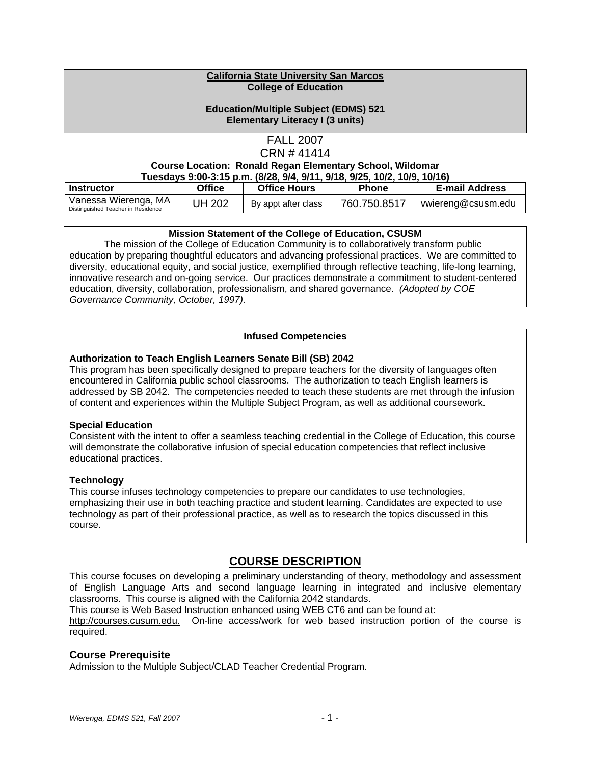**California State University San Marcos**
**College of Education**

**Education/Multiple Subject (EDMS) 521**
**Elementary Literacy I (3 units)**

FALL 2007
CRN # 41414

**Course Location: Ronald Regan Elementary School, Wildomar**
**Tuesdays 9:00-3:15 p.m. (8/28, 9/4, 9/11, 9/18, 9/25, 10/2, 10/9, 10/16)**

| Instructor | Office | Office Hours | Phone | E-mail Address |
|---|---|---|---|---|
| Vanessa Wierenga, MA<br>Distinguished Teacher in Residence | UH 202 | By appt after class | 760.750.8517 | vwiereng@csusm.edu |

**Mission Statement of the College of Education, CSUSM**

The mission of the College of Education Community is to collaboratively transform public education by preparing thoughtful educators and advancing professional practices. We are committed to diversity, educational equity, and social justice, exemplified through reflective teaching, life-long learning, innovative research and on-going service. Our practices demonstrate a commitment to student-centered education, diversity, collaboration, professionalism, and shared governance. *(Adopted by COE Governance Community, October, 1997).*

**Infused Competencies**

**Authorization to Teach English Learners Senate Bill (SB) 2042**
This program has been specifically designed to prepare teachers for the diversity of languages often encountered in California public school classrooms. The authorization to teach English learners is addressed by SB 2042. The competencies needed to teach these students are met through the infusion of content and experiences within the Multiple Subject Program, as well as additional coursework.

**Special Education**
Consistent with the intent to offer a seamless teaching credential in the College of Education, this course will demonstrate the collaborative infusion of special education competencies that reflect inclusive educational practices.

**Technology**
This course infuses technology competencies to prepare our candidates to use technologies, emphasizing their use in both teaching practice and student learning. Candidates are expected to use technology as part of their professional practice, as well as to research the topics discussed in this course.

## COURSE DESCRIPTION

This course focuses on developing a preliminary understanding of theory, methodology and assessment of English Language Arts and second language learning in integrated and inclusive elementary classrooms. This course is aligned with the California 2042 standards.
This course is Web Based Instruction enhanced using WEB CT6 and can be found at: http://courses.cusum.edu. On-line access/work for web based instruction portion of the course is required.

### Course Prerequisite

Admission to the Multiple Subject/CLAD Teacher Credential Program.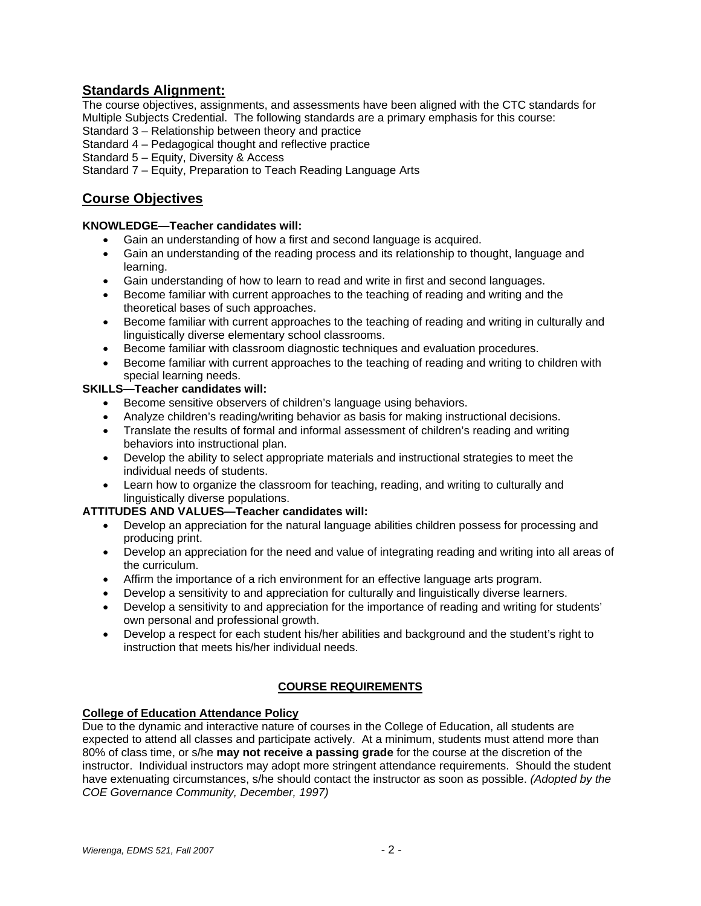## Standards Alignment:

The course objectives, assignments, and assessments have been aligned with the CTC standards for Multiple Subjects Credential. The following standards are a primary emphasis for this course:

Standard 3 – Relationship between theory and practice

Standard 4 – Pedagogical thought and reflective practice

Standard 5 – Equity, Diversity & Access

Standard 7 – Equity, Preparation to Teach Reading Language Arts

## Course Objectives

**KNOWLEDGE—Teacher candidates will:**

- Gain an understanding of how a first and second language is acquired.
- Gain an understanding of the reading process and its relationship to thought, language and learning.
- Gain understanding of how to learn to read and write in first and second languages.
- Become familiar with current approaches to the teaching of reading and writing and the theoretical bases of such approaches.
- Become familiar with current approaches to the teaching of reading and writing in culturally and linguistically diverse elementary school classrooms.
- Become familiar with classroom diagnostic techniques and evaluation procedures.
- Become familiar with current approaches to the teaching of reading and writing to children with special learning needs.

**SKILLS—Teacher candidates will:**

- Become sensitive observers of children's language using behaviors.
- Analyze children's reading/writing behavior as basis for making instructional decisions.
- Translate the results of formal and informal assessment of children's reading and writing behaviors into instructional plan.
- Develop the ability to select appropriate materials and instructional strategies to meet the individual needs of students.
- Learn how to organize the classroom for teaching, reading, and writing to culturally and linguistically diverse populations.

**ATTITUDES AND VALUES—Teacher candidates will:**

- Develop an appreciation for the natural language abilities children possess for processing and producing print.
- Develop an appreciation for the need and value of integrating reading and writing into all areas of the curriculum.
- Affirm the importance of a rich environment for an effective language arts program.
- Develop a sensitivity to and appreciation for culturally and linguistically diverse learners.
- Develop a sensitivity to and appreciation for the importance of reading and writing for students' own personal and professional growth.
- Develop a respect for each student his/her abilities and background and the student's right to instruction that meets his/her individual needs.

## COURSE REQUIREMENTS

**College of Education Attendance Policy**

Due to the dynamic and interactive nature of courses in the College of Education, all students are expected to attend all classes and participate actively. At a minimum, students must attend more than 80% of class time, or s/he **may not receive a passing grade** for the course at the discretion of the instructor. Individual instructors may adopt more stringent attendance requirements. Should the student have extenuating circumstances, s/he should contact the instructor as soon as possible. *(Adopted by the COE Governance Community, December, 1997)*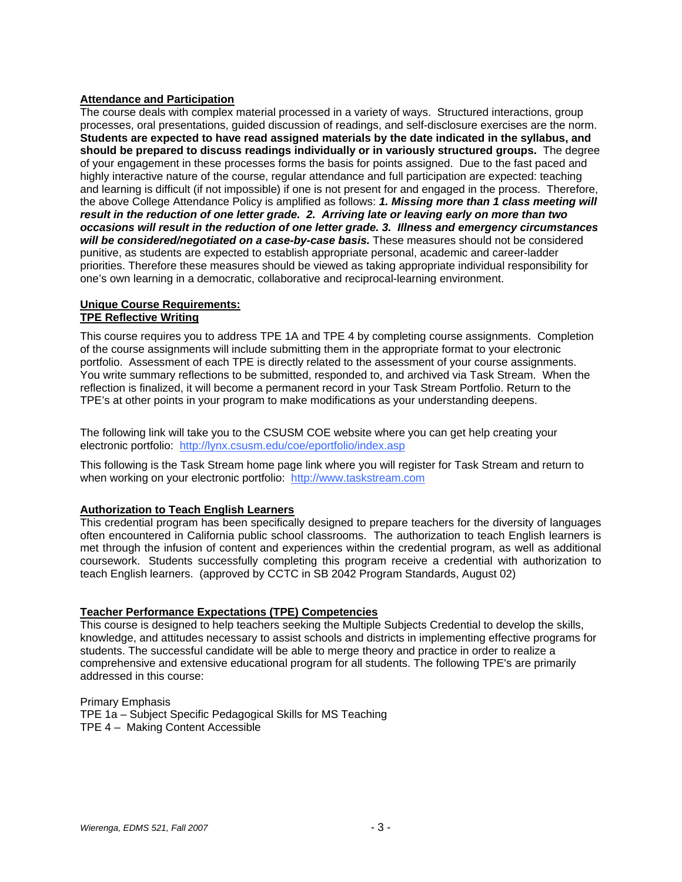## Attendance and Participation

The course deals with complex material processed in a variety of ways. Structured interactions, group processes, oral presentations, guided discussion of readings, and self-disclosure exercises are the norm. **Students are expected to have read assigned materials by the date indicated in the syllabus, and should be prepared to discuss readings individually or in variously structured groups.** The degree of your engagement in these processes forms the basis for points assigned. Due to the fast paced and highly interactive nature of the course, regular attendance and full participation are expected: teaching and learning is difficult (if not impossible) if one is not present for and engaged in the process. Therefore, the above College Attendance Policy is amplified as follows: ***1. Missing more than 1 class meeting will result in the reduction of one letter grade. 2. Arriving late or leaving early on more than two occasions will result in the reduction of one letter grade. 3. Illness and emergency circumstances will be considered/negotiated on a case-by-case basis.*** These measures should not be considered punitive, as students are expected to establish appropriate personal, academic and career-ladder priorities. Therefore these measures should be viewed as taking appropriate individual responsibility for one's own learning in a democratic, collaborative and reciprocal-learning environment.

## Unique Course Requirements:
### TPE Reflective Writing

This course requires you to address TPE 1A and TPE 4 by completing course assignments. Completion of the course assignments will include submitting them in the appropriate format to your electronic portfolio. Assessment of each TPE is directly related to the assessment of your course assignments. You write summary reflections to be submitted, responded to, and archived via Task Stream. When the reflection is finalized, it will become a permanent record in your Task Stream Portfolio. Return to the TPE's at other points in your program to make modifications as your understanding deepens.

The following link will take you to the CSUSM COE website where you can get help creating your electronic portfolio: http://lynx.csusm.edu/coe/eportfolio/index.asp

This following is the Task Stream home page link where you will register for Task Stream and return to when working on your electronic portfolio: http://www.taskstream.com

## Authorization to Teach English Learners

This credential program has been specifically designed to prepare teachers for the diversity of languages often encountered in California public school classrooms. The authorization to teach English learners is met through the infusion of content and experiences within the credential program, as well as additional coursework. Students successfully completing this program receive a credential with authorization to teach English learners. (approved by CCTC in SB 2042 Program Standards, August 02)

## Teacher Performance Expectations (TPE) Competencies

This course is designed to help teachers seeking the Multiple Subjects Credential to develop the skills, knowledge, and attitudes necessary to assist schools and districts in implementing effective programs for students. The successful candidate will be able to merge theory and practice in order to realize a comprehensive and extensive educational program for all students. The following TPE's are primarily addressed in this course:

Primary Emphasis
TPE 1a – Subject Specific Pedagogical Skills for MS Teaching
TPE 4 – Making Content Accessible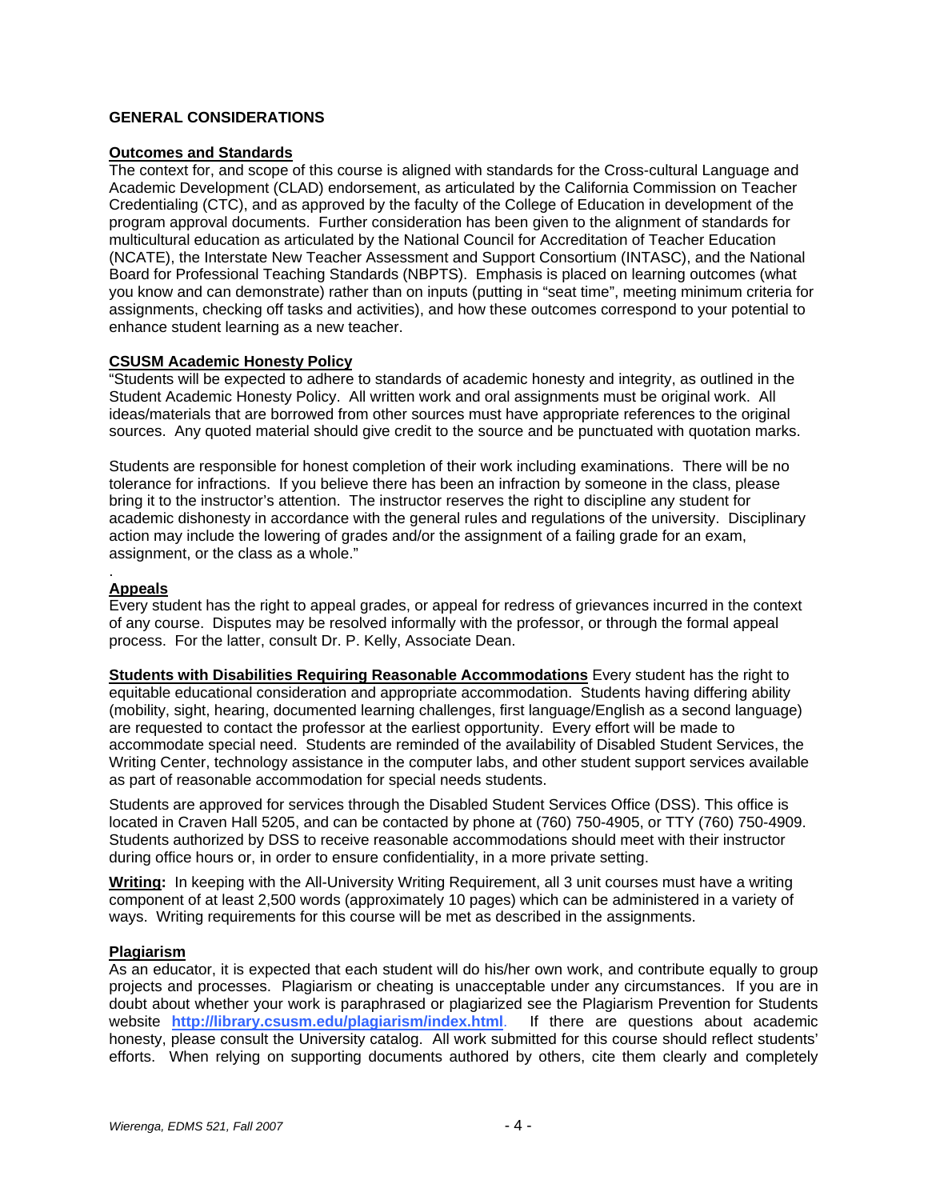**GENERAL CONSIDERATIONS**

**Outcomes and Standards**

The context for, and scope of this course is aligned with standards for the Cross-cultural Language and Academic Development (CLAD) endorsement, as articulated by the California Commission on Teacher Credentialing (CTC), and as approved by the faculty of the College of Education in development of the program approval documents. Further consideration has been given to the alignment of standards for multicultural education as articulated by the National Council for Accreditation of Teacher Education (NCATE), the Interstate New Teacher Assessment and Support Consortium (INTASC), and the National Board for Professional Teaching Standards (NBPTS). Emphasis is placed on learning outcomes (what you know and can demonstrate) rather than on inputs (putting in "seat time", meeting minimum criteria for assignments, checking off tasks and activities), and how these outcomes correspond to your potential to enhance student learning as a new teacher.

**CSUSM Academic Honesty Policy**

"Students will be expected to adhere to standards of academic honesty and integrity, as outlined in the Student Academic Honesty Policy. All written work and oral assignments must be original work. All ideas/materials that are borrowed from other sources must have appropriate references to the original sources. Any quoted material should give credit to the source and be punctuated with quotation marks.

Students are responsible for honest completion of their work including examinations. There will be no tolerance for infractions. If you believe there has been an infraction by someone in the class, please bring it to the instructor's attention. The instructor reserves the right to discipline any student for academic dishonesty in accordance with the general rules and regulations of the university. Disciplinary action may include the lowering of grades and/or the assignment of a failing grade for an exam, assignment, or the class as a whole."

.

**Appeals**

Every student has the right to appeal grades, or appeal for redress of grievances incurred in the context of any course. Disputes may be resolved informally with the professor, or through the formal appeal process. For the latter, consult Dr. P. Kelly, Associate Dean.

**Students with Disabilities Requiring Reasonable Accommodations** Every student has the right to equitable educational consideration and appropriate accommodation. Students having differing ability (mobility, sight, hearing, documented learning challenges, first language/English as a second language) are requested to contact the professor at the earliest opportunity. Every effort will be made to accommodate special need. Students are reminded of the availability of Disabled Student Services, the Writing Center, technology assistance in the computer labs, and other student support services available as part of reasonable accommodation for special needs students.

Students are approved for services through the Disabled Student Services Office (DSS). This office is located in Craven Hall 5205, and can be contacted by phone at (760) 750-4905, or TTY (760) 750-4909. Students authorized by DSS to receive reasonable accommodations should meet with their instructor during office hours or, in order to ensure confidentiality, in a more private setting.

**Writing:** In keeping with the All-University Writing Requirement, all 3 unit courses must have a writing component of at least 2,500 words (approximately 10 pages) which can be administered in a variety of ways. Writing requirements for this course will be met as described in the assignments.

**Plagiarism**

As an educator, it is expected that each student will do his/her own work, and contribute equally to group projects and processes. Plagiarism or cheating is unacceptable under any circumstances. If you are in doubt about whether your work is paraphrased or plagiarized see the Plagiarism Prevention for Students website **http://library.csusm.edu/plagiarism/index.html**. If there are questions about academic honesty, please consult the University catalog. All work submitted for this course should reflect students' efforts. When relying on supporting documents authored by others, cite them clearly and completely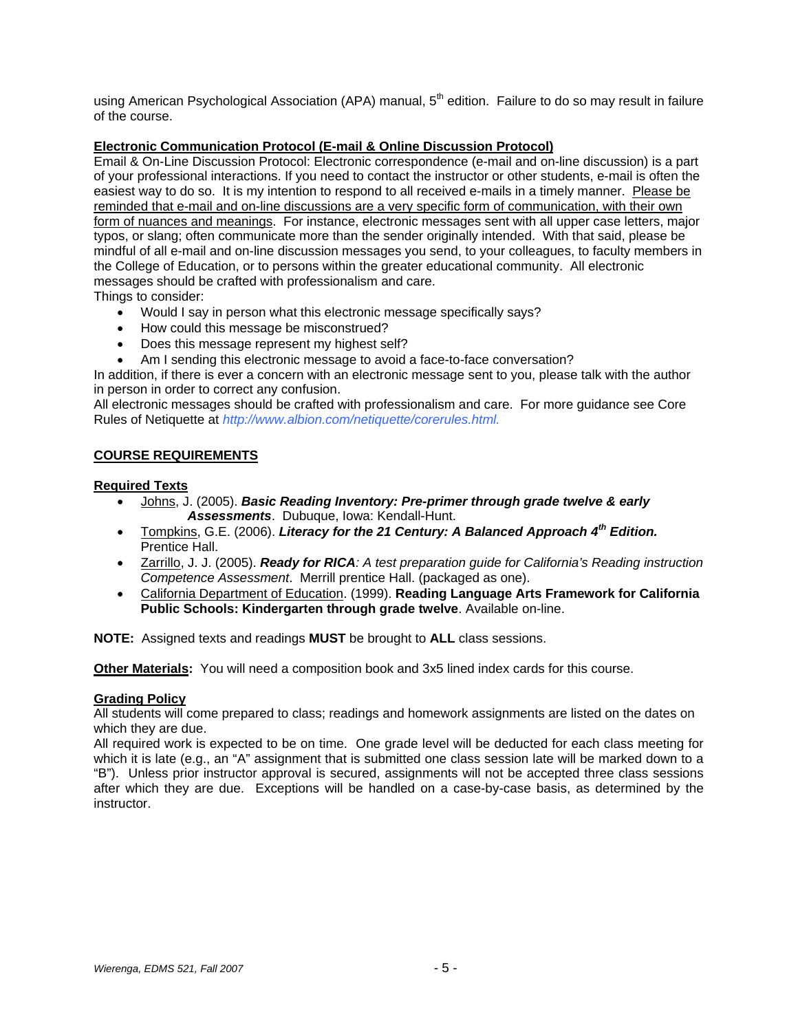using American Psychological Association (APA) manual, 5th edition. Failure to do so may result in failure of the course.

**Electronic Communication Protocol (E-mail & Online Discussion Protocol)**

Email & On-Line Discussion Protocol: Electronic correspondence (e-mail and on-line discussion) is a part of your professional interactions. If you need to contact the instructor or other students, e-mail is often the easiest way to do so. It is my intention to respond to all received e-mails in a timely manner. Please be reminded that e-mail and on-line discussions are a very specific form of communication, with their own form of nuances and meanings. For instance, electronic messages sent with all upper case letters, major typos, or slang; often communicate more than the sender originally intended. With that said, please be mindful of all e-mail and on-line discussion messages you send, to your colleagues, to faculty members in the College of Education, or to persons within the greater educational community. All electronic messages should be crafted with professionalism and care.

Things to consider:

- Would I say in person what this electronic message specifically says?
- How could this message be misconstrued?
- Does this message represent my highest self?
- Am I sending this electronic message to avoid a face-to-face conversation?

In addition, if there is ever a concern with an electronic message sent to you, please talk with the author in person in order to correct any confusion.

All electronic messages should be crafted with professionalism and care. For more guidance see Core Rules of Netiquette at *http://www.albion.com/netiquette/corerules.html.*

## COURSE REQUIREMENTS

**Required Texts**

- Johns, J. (2005). ***Basic Reading Inventory: Pre-primer through grade twelve & early Assessments***. Dubuque, Iowa: Kendall-Hunt.
- Tompkins, G.E. (2006). ***Literacy for the 21 Century: A Balanced Approach 4th Edition.*** Prentice Hall.
- Zarrillo, J. J. (2005). ***Ready for RICA****: A test preparation guide for California's Reading instruction Competence Assessment*. Merrill prentice Hall. (packaged as one).
- California Department of Education. (1999). **Reading Language Arts Framework for California Public Schools: Kindergarten through grade twelve**. Available on-line.

**NOTE:** Assigned texts and readings **MUST** be brought to **ALL** class sessions.

**Other Materials:** You will need a composition book and 3x5 lined index cards for this course.

**Grading Policy**

All students will come prepared to class; readings and homework assignments are listed on the dates on which they are due.

All required work is expected to be on time. One grade level will be deducted for each class meeting for which it is late (e.g., an "A" assignment that is submitted one class session late will be marked down to a "B"). Unless prior instructor approval is secured, assignments will not be accepted three class sessions after which they are due. Exceptions will be handled on a case-by-case basis, as determined by the instructor.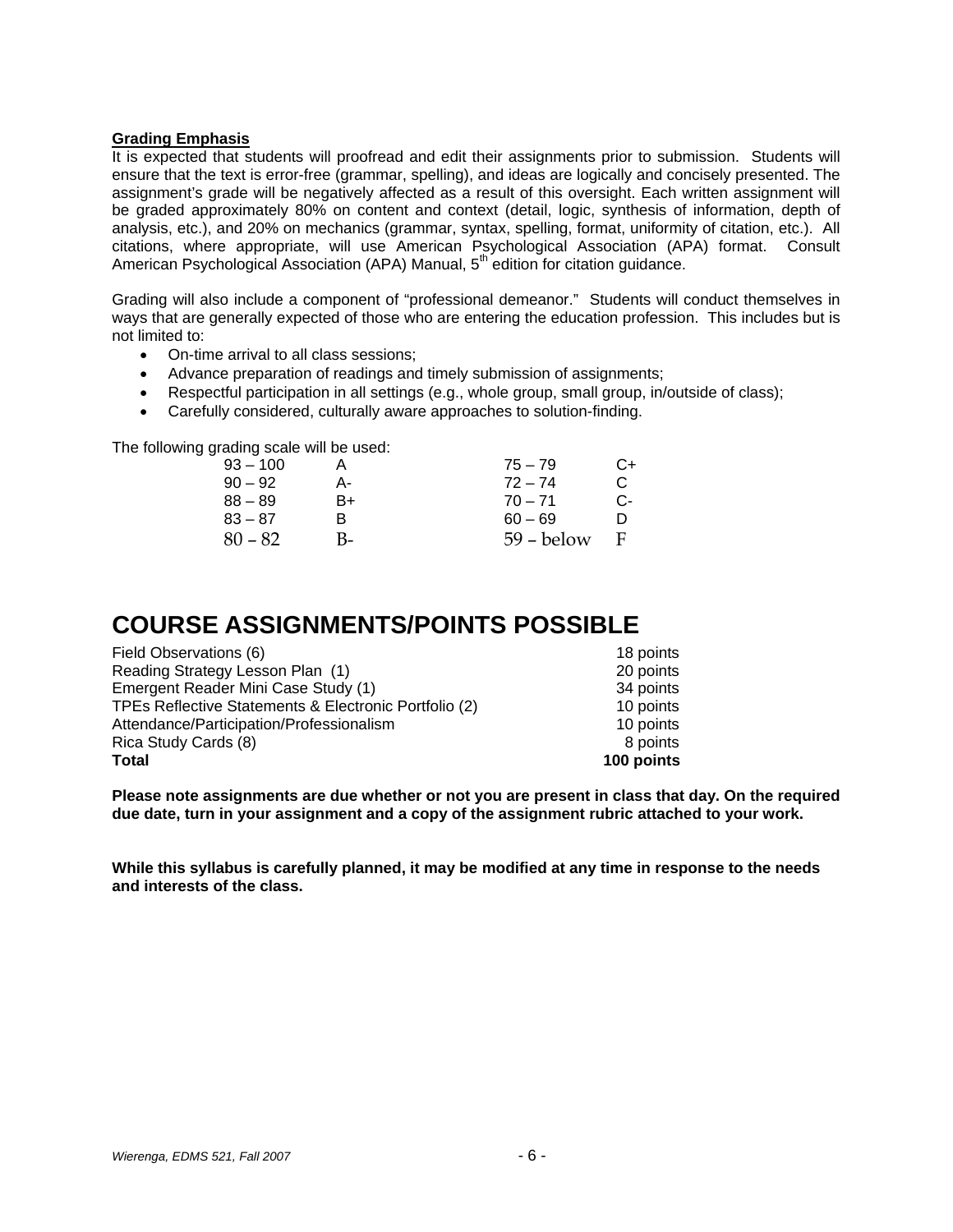**Grading Emphasis**

It is expected that students will proofread and edit their assignments prior to submission. Students will ensure that the text is error-free (grammar, spelling), and ideas are logically and concisely presented. The assignment's grade will be negatively affected as a result of this oversight. Each written assignment will be graded approximately 80% on content and context (detail, logic, synthesis of information, depth of analysis, etc.), and 20% on mechanics (grammar, syntax, spelling, format, uniformity of citation, etc.). All citations, where appropriate, will use American Psychological Association (APA) format. Consult American Psychological Association (APA) Manual, 5th edition for citation guidance.

Grading will also include a component of "professional demeanor." Students will conduct themselves in ways that are generally expected of those who are entering the education profession. This includes but is not limited to:

- On-time arrival to all class sessions;
- Advance preparation of readings and timely submission of assignments;
- Respectful participation in all settings (e.g., whole group, small group, in/outside of class);
- Carefully considered, culturally aware approaches to solution-finding.

The following grading scale will be used:

| | | | |
|---|---|---|---|
| 93 – 100 | A | 75 – 79 | C+ |
| 90 – 92 | A- | 72 – 74 | C |
| 88 – 89 | B+ | 70 – 71 | C- |
| 83 – 87 | B | 60 – 69 | D |
| 80 – 82 | B- | 59 – below | F |

# COURSE ASSIGNMENTS/POINTS POSSIBLE

| | |
|---|---|
| Field Observations (6) | 18 points |
| Reading Strategy Lesson Plan (1) | 20 points |
| Emergent Reader Mini Case Study (1) | 34 points |
| TPEs Reflective Statements & Electronic Portfolio (2) | 10 points |
| Attendance/Participation/Professionalism | 10 points |
| Rica Study Cards (8) | 8 points |
| **Total** | **100 points** |

**Please note assignments are due whether or not you are present in class that day. On the required due date, turn in your assignment and a copy of the assignment rubric attached to your work.**

**While this syllabus is carefully planned, it may be modified at any time in response to the needs and interests of the class.**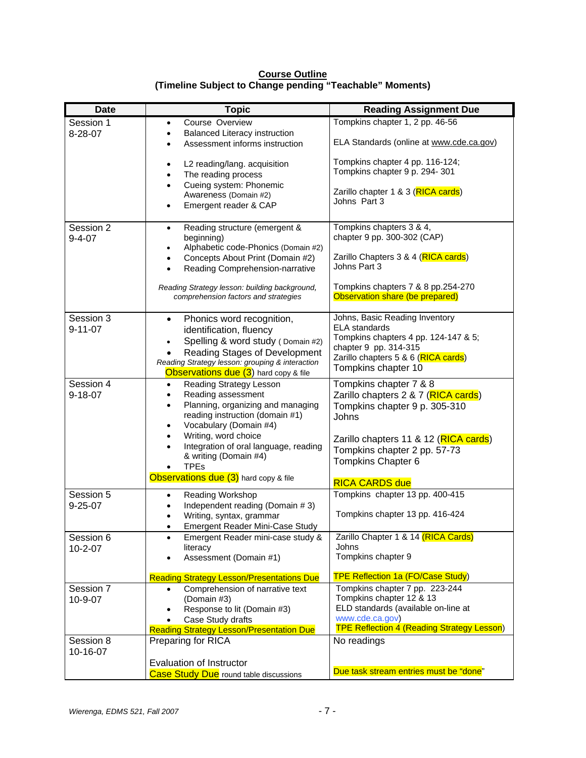**Course Outline**
**(Timeline Subject to Change pending "Teachable" Moments)**

| Date | Topic | Reading Assignment Due |
|---|---|---|
| Session 1<br>8-28-07 | • Course Overview<br>• Balanced Literacy instruction<br>• Assessment informs instruction<br><br>• L2 reading/lang. acquisition<br>• The reading process<br>• Cueing system: Phonemic Awareness (Domain #2)<br>• Emergent reader & CAP | Tompkins chapter 1, 2 pp. 46-56<br><br>ELA Standards (online at www.cde.ca.gov)<br><br>Tompkins chapter 4 pp. 116-124;<br>Tompkins chapter 9 p. 294- 301<br><br>Zarillo chapter 1 & 3 (RICA cards)<br>Johns Part 3 |
| Session 2<br>9-4-07 | • Reading structure (emergent & beginning)<br>• Alphabetic code-Phonics (Domain #2)<br>• Concepts About Print (Domain #2)<br>• Reading Comprehension-narrative<br><br>*Reading Strategy lesson: building background, comprehension factors and strategies* | Tompkins chapters 3 & 4,<br>chapter 9 pp. 300-302 (CAP)<br><br>Zarillo Chapters 3 & 4 (RICA cards)<br>Johns Part 3<br><br>Tompkins chapters 7 & 8 pp.254-270<br>Observation share (be prepared) |
| Session 3<br>9-11-07 | • Phonics word recognition, identification, fluency<br>• Spelling & word study ( Domain #2)<br>• Reading Stages of Development<br>*Reading Strategy lesson: grouping & interaction*<br>Observations due (3) hard copy & file | Johns, Basic Reading Inventory<br>ELA standards<br>Tompkins chapters 4 pp. 124-147 & 5;<br>chapter 9 pp. 314-315<br>Zarillo chapters 5 & 6 (RICA cards)<br>Tompkins chapter 10 |
| Session 4<br>9-18-07 | • Reading Strategy Lesson<br>• Reading assessment<br>• Planning, organizing and managing reading instruction (domain #1)<br>• Vocabulary (Domain #4)<br>• Writing, word choice<br>• Integration of oral language, reading & writing (Domain #4)<br>• TPEs<br>Observations due (3) hard copy & file | Tompkins chapter 7 & 8<br>Zarillo chapters 2 & 7 (RICA cards)<br>Tompkins chapter 9 p. 305-310<br>Johns<br><br>Zarillo chapters 11 & 12 (RICA cards)<br>Tompkins chapter 2 pp. 57-73<br>Tompkins Chapter 6<br><br>RICA CARDS due |
| Session 5<br>9-25-07 | • Reading Workshop<br>• Independent reading (Domain # 3)<br>• Writing, syntax, grammar<br>• Emergent Reader Mini-Case Study | Tompkins chapter 13 pp. 400-415<br><br>Tompkins chapter 13 pp. 416-424 |
| Session 6<br>10-2-07 | • Emergent Reader mini-case study & literacy<br>• Assessment (Domain #1)<br><br>Reading Strategy Lesson/Presentations Due | Zarillo Chapter 1 & 14 (RICA Cards)<br>Johns<br>Tompkins chapter 9<br><br>TPE Reflection 1a (FO/Case Study) |
| Session 7<br>10-9-07 | • Comprehension of narrative text (Domain #3)<br>• Response to lit (Domain #3)<br>• Case Study drafts<br>Reading Strategy Lesson/Presentation Due | Tompkins chapter 7 pp. 223-244<br>Tompkins chapter 12 & 13<br>ELD standards (available on-line at www.cde.ca.gov)<br>TPE Reflection 4 (Reading Strategy Lesson) |
| Session 8<br>10-16-07 | Preparing for RICA<br><br>Evaluation of Instructor<br>Case Study Due round table discussions | No readings<br><br>Due task stream entries must be "done" |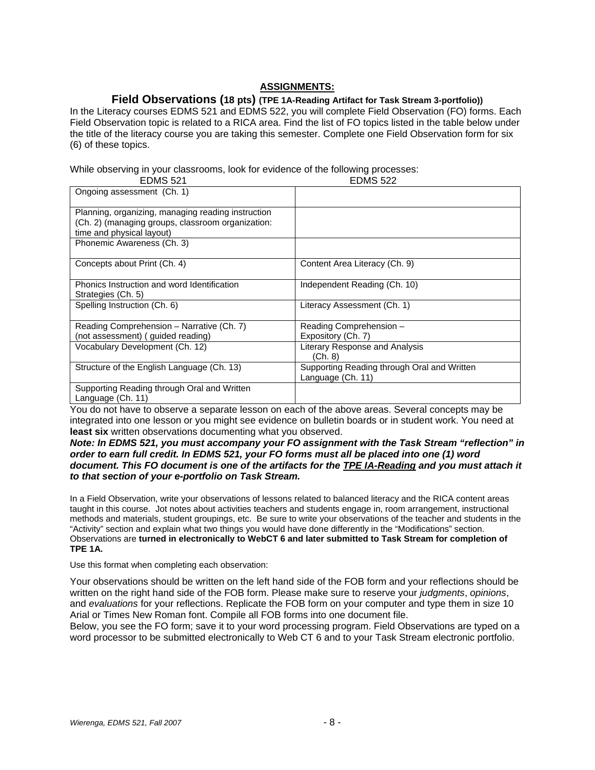## ASSIGNMENTS:

### Field Observations (18 pts) (TPE 1A-Reading Artifact for Task Stream 3-portfolio))

In the Literacy courses EDMS 521 and EDMS 522, you will complete Field Observation (FO) forms. Each Field Observation topic is related to a RICA area. Find the list of FO topics listed in the table below under the title of the literacy course you are taking this semester. Complete one Field Observation form for six (6) of these topics.

While observing in your classrooms, look for evidence of the following processes:

| EDMS 521 | EDMS 522 |
|---|---|
| Ongoing assessment (Ch. 1) | |
| Planning, organizing, managing reading instruction (Ch. 2) (managing groups, classroom organization: time and physical layout) | |
| Phonemic Awareness (Ch. 3) | |
| Concepts about Print (Ch. 4) | Content Area Literacy (Ch. 9) |
| Phonics Instruction and word Identification Strategies (Ch. 5) | Independent Reading (Ch. 10) |
| Spelling Instruction (Ch. 6) | Literacy Assessment (Ch. 1) |
| Reading Comprehension – Narrative (Ch. 7) (not assessment) ( guided reading) | Reading Comprehension – Expository (Ch. 7) |
| Vocabulary Development (Ch. 12) | Literary Response and Analysis (Ch. 8) |
| Structure of the English Language (Ch. 13) | Supporting Reading through Oral and Written Language (Ch. 11) |
| Supporting Reading through Oral and Written Language (Ch. 11) | |

You do not have to observe a separate lesson on each of the above areas. Several concepts may be integrated into one lesson or you might see evidence on bulletin boards or in student work. You need at **least six** written observations documenting what you observed.

***Note: In EDMS 521, you must accompany your FO assignment with the Task Stream "reflection" in order to earn full credit. In EDMS 521, your FO forms must all be placed into one (1) word document. This FO document is one of the artifacts for the <u>TPE IA-Reading</u> and you must attach it to that section of your e-portfolio on Task Stream.***

In a Field Observation, write your observations of lessons related to balanced literacy and the RICA content areas taught in this course. Jot notes about activities teachers and students engage in, room arrangement, instructional methods and materials, student groupings, etc. Be sure to write your observations of the teacher and students in the "Activity" section and explain what two things you would have done differently in the "Modifications" section. Observations are **turned in electronically to WebCT 6 and later submitted to Task Stream for completion of TPE 1A.**

Use this format when completing each observation:

Your observations should be written on the left hand side of the FOB form and your reflections should be written on the right hand side of the FOB form. Please make sure to reserve your *judgments*, *opinions*, and *evaluations* for your reflections. Replicate the FOB form on your computer and type them in size 10 Arial or Times New Roman font. Compile all FOB forms into one document file.

Below, you see the FO form; save it to your word processing program. Field Observations are typed on a word processor to be submitted electronically to Web CT 6 and to your Task Stream electronic portfolio.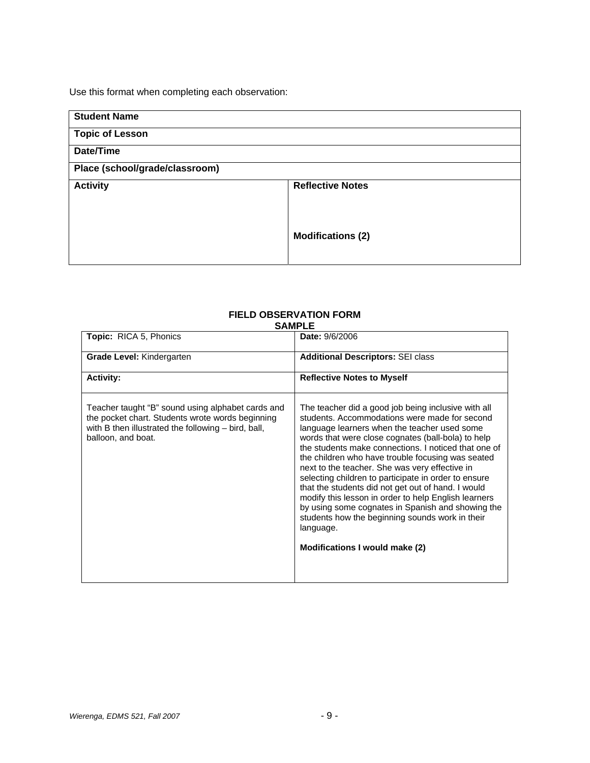Use this format when completing each observation:

| **Student Name** | |
|---|---|
| **Topic of Lesson** | |
| **Date/Time** | |
| **Place (school/grade/classroom)** | |
| **Activity** | **Reflective Notes**<br><br>**Modifications (2)** |

**FIELD OBSERVATION FORM**
**SAMPLE**

| **Topic:** RICA 5, Phonics | **Date:** 9/6/2006 |
|---|---|
| **Grade Level:** Kindergarten | **Additional Descriptors:** SEI class |
| **Activity:** | **Reflective Notes to Myself** |
| Teacher taught "B" sound using alphabet cards and the pocket chart. Students wrote words beginning with B then illustrated the following – bird, ball, balloon, and boat. | The teacher did a good job being inclusive with all students. Accommodations were made for second language learners when the teacher used some words that were close cognates (ball-bola) to help the students make connections. I noticed that one of the children who have trouble focusing was seated next to the teacher. She was very effective in selecting children to participate in order to ensure that the students did not get out of hand. I would modify this lesson in order to help English learners by using some cognates in Spanish and showing the students how the beginning sounds work in their language.<br><br>**Modifications I would make (2)** |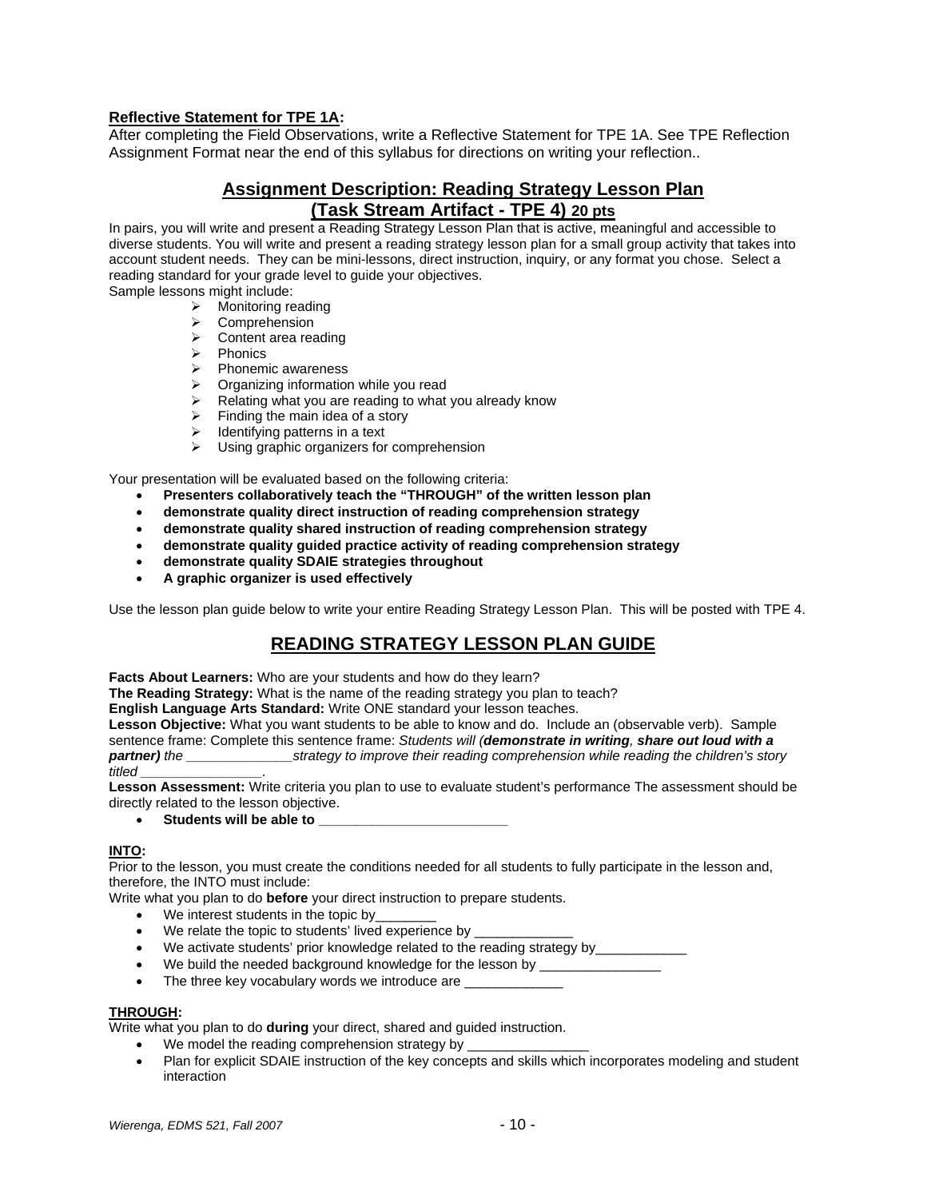**Reflective Statement for TPE 1A:**

After completing the Field Observations, write a Reflective Statement for TPE 1A. See TPE Reflection Assignment Format near the end of this syllabus for directions on writing your reflection..

## Assignment Description: Reading Strategy Lesson Plan (Task Stream Artifact - TPE 4) 20 pts

In pairs, you will write and present a Reading Strategy Lesson Plan that is active, meaningful and accessible to diverse students. You will write and present a reading strategy lesson plan for a small group activity that takes into account student needs. They can be mini-lessons, direct instruction, inquiry, or any format you chose. Select a reading standard for your grade level to guide your objectives.

Sample lessons might include:

- Monitoring reading
- Comprehension
- Content area reading
- Phonics
- Phonemic awareness
- Organizing information while you read
- Relating what you are reading to what you already know
- Finding the main idea of a story
- Identifying patterns in a text
- Using graphic organizers for comprehension

Your presentation will be evaluated based on the following criteria:

- **Presenters collaboratively teach the "THROUGH" of the written lesson plan**
- **demonstrate quality direct instruction of reading comprehension strategy**
- **demonstrate quality shared instruction of reading comprehension strategy**
- **demonstrate quality guided practice activity of reading comprehension strategy**
- **demonstrate quality SDAIE strategies throughout**
- **A graphic organizer is used effectively**

Use the lesson plan guide below to write your entire Reading Strategy Lesson Plan. This will be posted with TPE 4.

## READING STRATEGY LESSON PLAN GUIDE

**Facts About Learners:** Who are your students and how do they learn?

**The Reading Strategy:** What is the name of the reading strategy you plan to teach?

**English Language Arts Standard:** Write ONE standard your lesson teaches.

**Lesson Objective:** What you want students to be able to know and do. Include an (observable verb). Sample sentence frame: Complete this sentence frame: *Students will (**demonstrate in writing**, **share out loud with a partner**) the ______________strategy to improve their reading comprehension while reading the children's story titled ________________*.

**Lesson Assessment:** Write criteria you plan to use to evaluate student's performance The assessment should be directly related to the lesson objective.

- **Students will be able to _________________________**

**INTO:**

Prior to the lesson, you must create the conditions needed for all students to fully participate in the lesson and, therefore, the INTO must include:

Write what you plan to do **before** your direct instruction to prepare students.

- We interest students in the topic by________
- We relate the topic to students' lived experience by _____________
- We activate students' prior knowledge related to the reading strategy by____________
- We build the needed background knowledge for the lesson by ________________
- The three key vocabulary words we introduce are _____________

**THROUGH:**

Write what you plan to do **during** your direct, shared and guided instruction.

- We model the reading comprehension strategy by ________________
- Plan for explicit SDAIE instruction of the key concepts and skills which incorporates modeling and student interaction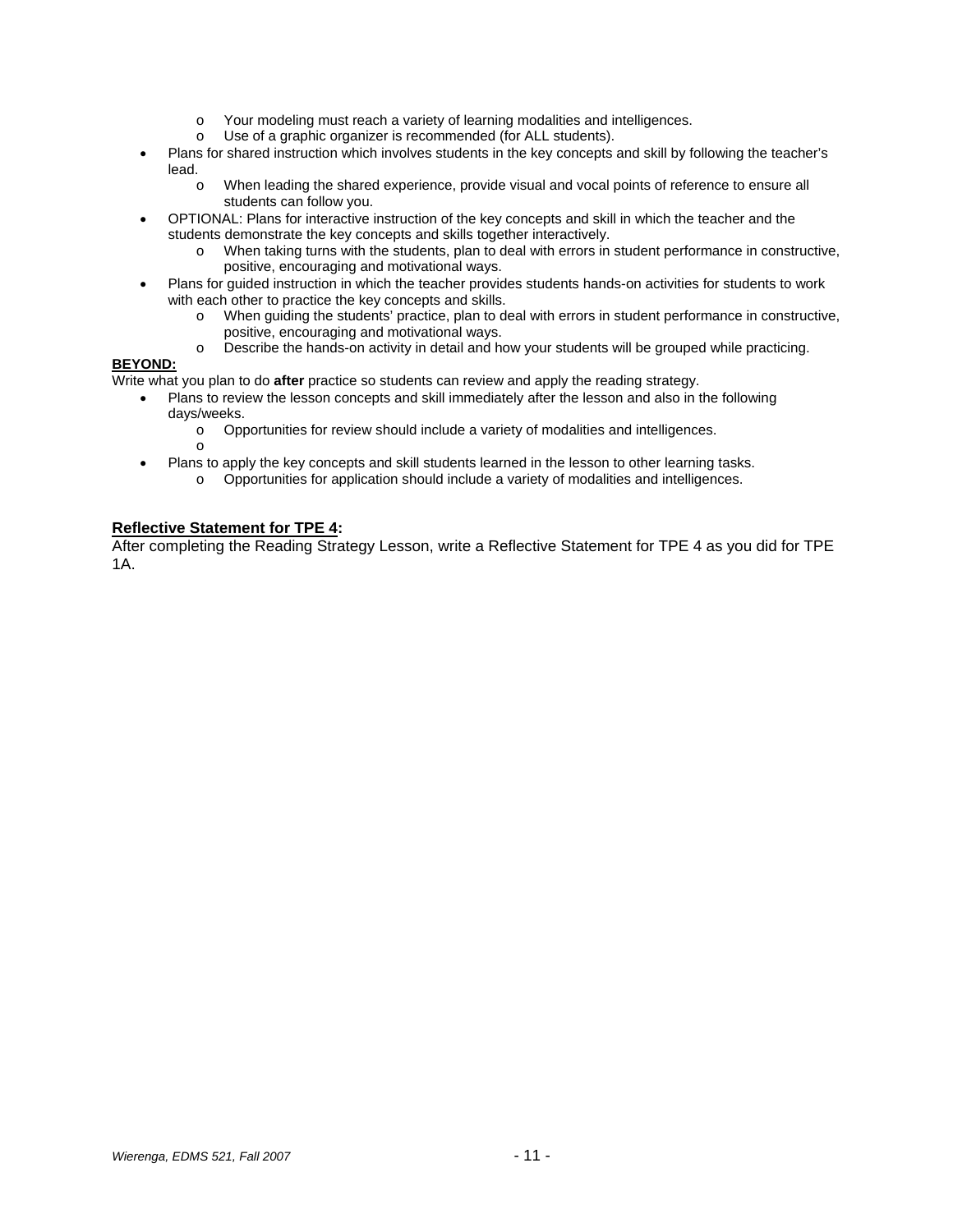- Your modeling must reach a variety of learning modalities and intelligences.
  - Use of a graphic organizer is recommended (for ALL students).
- Plans for shared instruction which involves students in the key concepts and skill by following the teacher's lead.
  - When leading the shared experience, provide visual and vocal points of reference to ensure all students can follow you.
- OPTIONAL: Plans for interactive instruction of the key concepts and skill in which the teacher and the students demonstrate the key concepts and skills together interactively.
  - When taking turns with the students, plan to deal with errors in student performance in constructive, positive, encouraging and motivational ways.
- Plans for guided instruction in which the teacher provides students hands-on activities for students to work with each other to practice the key concepts and skills.
  - When guiding the students' practice, plan to deal with errors in student performance in constructive, positive, encouraging and motivational ways.
  - Describe the hands-on activity in detail and how your students will be grouped while practicing.

**BEYOND:**

Write what you plan to do **after** practice so students can review and apply the reading strategy.

- Plans to review the lesson concepts and skill immediately after the lesson and also in the following days/weeks.
  - Opportunities for review should include a variety of modalities and intelligences.
  - 
- Plans to apply the key concepts and skill students learned in the lesson to other learning tasks.
  - Opportunities for application should include a variety of modalities and intelligences.

**Reflective Statement for TPE 4:**

After completing the Reading Strategy Lesson, write a Reflective Statement for TPE 4 as you did for TPE 1A.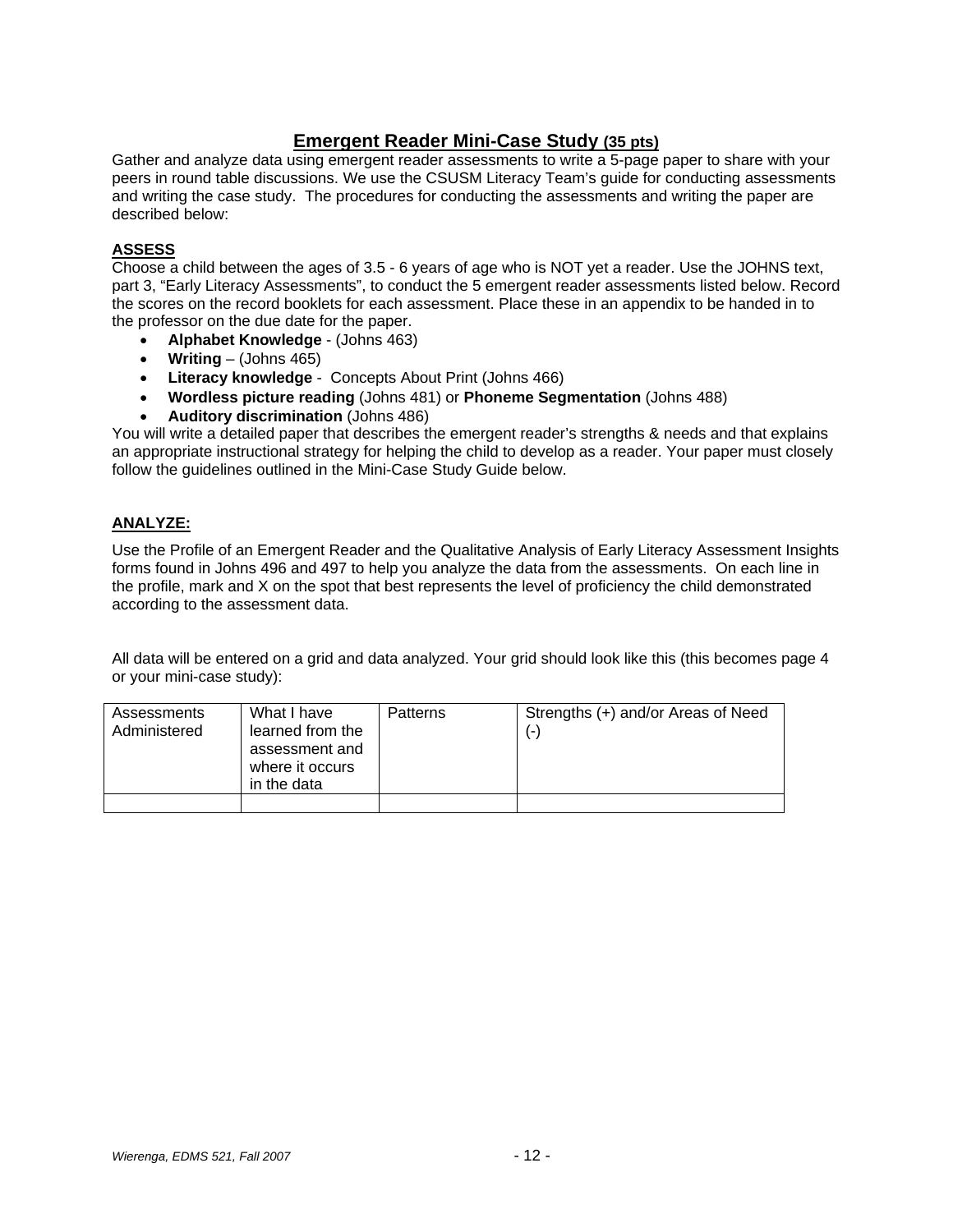# Emergent Reader Mini-Case Study (35 pts)

Gather and analyze data using emergent reader assessments to write a 5-page paper to share with your peers in round table discussions. We use the CSUSM Literacy Team's guide for conducting assessments and writing the case study. The procedures for conducting the assessments and writing the paper are described below:

## ASSESS

Choose a child between the ages of 3.5 - 6 years of age who is NOT yet a reader. Use the JOHNS text, part 3, "Early Literacy Assessments", to conduct the 5 emergent reader assessments listed below. Record the scores on the record booklets for each assessment. Place these in an appendix to be handed in to the professor on the due date for the paper.

- **Alphabet Knowledge** - (Johns 463)
- **Writing** – (Johns 465)
- **Literacy knowledge** - Concepts About Print (Johns 466)
- **Wordless picture reading** (Johns 481) or **Phoneme Segmentation** (Johns 488)
- **Auditory discrimination** (Johns 486)

You will write a detailed paper that describes the emergent reader's strengths & needs and that explains an appropriate instructional strategy for helping the child to develop as a reader. Your paper must closely follow the guidelines outlined in the Mini-Case Study Guide below.

## ANALYZE:

Use the Profile of an Emergent Reader and the Qualitative Analysis of Early Literacy Assessment Insights forms found in Johns 496 and 497 to help you analyze the data from the assessments. On each line in the profile, mark and X on the spot that best represents the level of proficiency the child demonstrated according to the assessment data.

All data will be entered on a grid and data analyzed. Your grid should look like this (this becomes page 4 or your mini-case study):

| Assessments Administered | What I have learned from the assessment and where it occurs in the data | Patterns | Strengths (+) and/or Areas of Need (-) |
|---|---|---|---|
| | | | |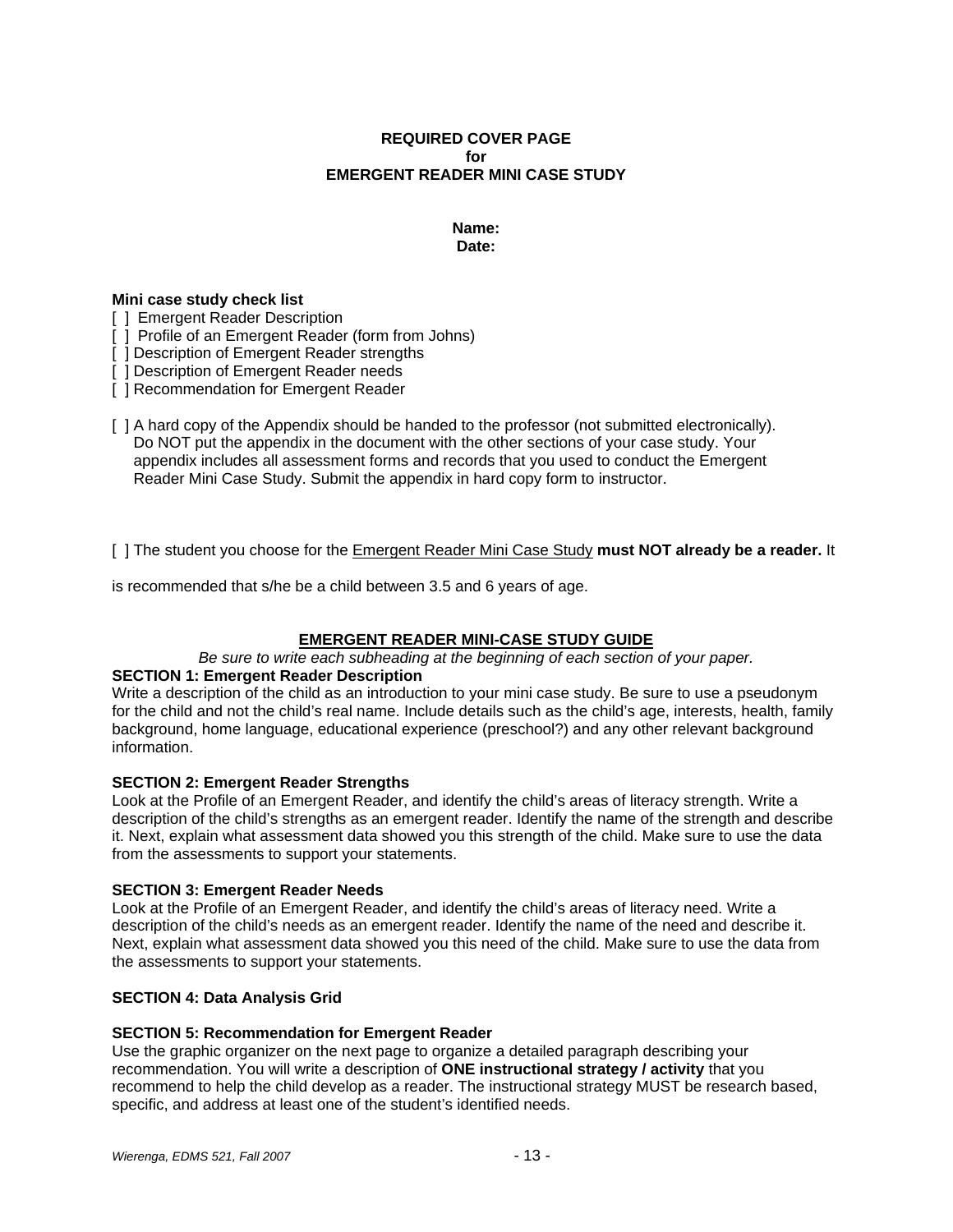**REQUIRED COVER PAGE**
**for**
**EMERGENT READER MINI CASE STUDY**

**Name:**
**Date:**

**Mini case study check list**

[ ] Emergent Reader Description
[ ] Profile of an Emergent Reader (form from Johns)
[ ] Description of Emergent Reader strengths
[ ] Description of Emergent Reader needs
[ ] Recommendation for Emergent Reader

[ ] A hard copy of the Appendix should be handed to the professor (not submitted electronically). Do NOT put the appendix in the document with the other sections of your case study. Your appendix includes all assessment forms and records that you used to conduct the Emergent Reader Mini Case Study. Submit the appendix in hard copy form to instructor.

[ ] The student you choose for the <u>Emergent Reader Mini Case Study</u> **must NOT already be a reader.** It is recommended that s/he be a child between 3.5 and 6 years of age.

## <u>EMERGENT READER MINI-CASE STUDY GUIDE</u>

*Be sure to write each subheading at the beginning of each section of your paper.*

**SECTION 1: Emergent Reader Description**

Write a description of the child as an introduction to your mini case study. Be sure to use a pseudonym for the child and not the child's real name. Include details such as the child's age, interests, health, family background, home language, educational experience (preschool?) and any other relevant background information.

**SECTION 2: Emergent Reader Strengths**

Look at the Profile of an Emergent Reader, and identify the child's areas of literacy strength. Write a description of the child's strengths as an emergent reader. Identify the name of the strength and describe it. Next, explain what assessment data showed you this strength of the child. Make sure to use the data from the assessments to support your statements.

**SECTION 3: Emergent Reader Needs**

Look at the Profile of an Emergent Reader, and identify the child's areas of literacy need. Write a description of the child's needs as an emergent reader. Identify the name of the need and describe it. Next, explain what assessment data showed you this need of the child. Make sure to use the data from the assessments to support your statements.

**SECTION 4: Data Analysis Grid**

**SECTION 5: Recommendation for Emergent Reader**

Use the graphic organizer on the next page to organize a detailed paragraph describing your recommendation. You will write a description of **ONE instructional strategy / activity** that you recommend to help the child develop as a reader. The instructional strategy MUST be research based, specific, and address at least one of the student's identified needs.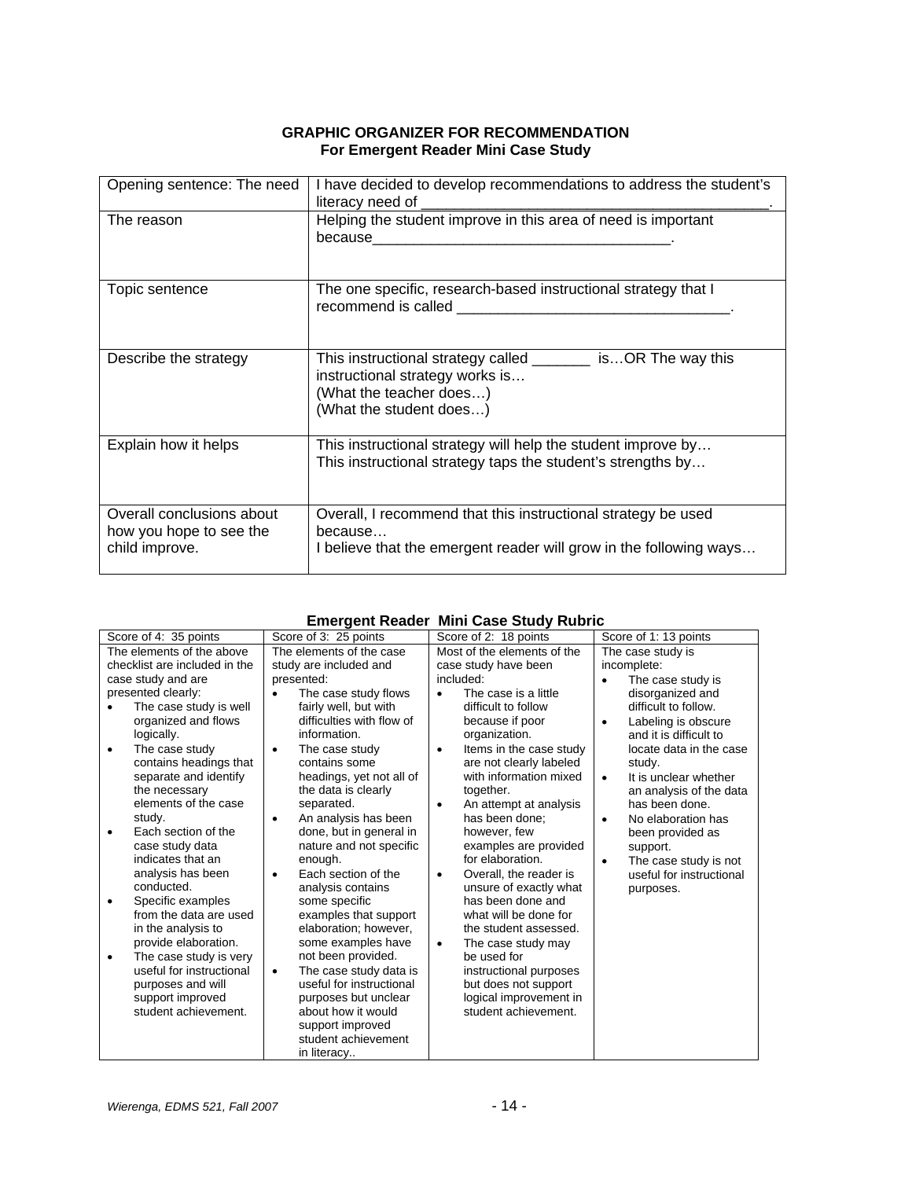## GRAPHIC ORGANIZER FOR RECOMMENDATION
### For Emergent Reader Mini Case Study

| | |
|---|---|
| Opening sentence: The need | I have decided to develop recommendations to address the student's literacy need of ________________________________________. |
| The reason | Helping the student improve in this area of need is important because___________________________________. |
| Topic sentence | The one specific, research-based instructional strategy that I recommend is called ________________________________. |
| Describe the strategy | This instructional strategy called _______ is…OR The way this instructional strategy works is…<br>(What the teacher does…)<br>(What the student does…) |
| Explain how it helps | This instructional strategy will help the student improve by…<br>This instructional strategy taps the student's strengths by… |
| Overall conclusions about how you hope to see the child improve. | Overall, I recommend that this instructional strategy be used because…<br>I believe that the emergent reader will grow in the following ways… |

### Emergent Reader Mini Case Study Rubric

| Score of 4: 35 points | Score of 3: 25 points | Score of 2: 18 points | Score of 1: 13 points |
|---|---|---|---|
| The elements of the above checklist are included in the case study and are presented clearly:<br>• The case study is well organized and flows logically.<br>• The case study contains headings that separate and identify the necessary elements of the case study.<br>• Each section of the case study data indicates that an analysis has been conducted.<br>• Specific examples from the data are used in the analysis to provide elaboration.<br>• The case study is very useful for instructional purposes and will support improved student achievement. | The elements of the case study are included and presented:<br>• The case study flows fairly well, but with difficulties with flow of information.<br>• The case study contains some headings, yet not all of the data is clearly separated.<br>• An analysis has been done, but in general in nature and not specific enough.<br>• Each section of the analysis contains some specific examples that support elaboration; however, some examples have not been provided.<br>• The case study data is useful for instructional purposes but unclear about how it would support improved student achievement in literacy.. | Most of the elements of the case study have been included:<br>• The case is a little difficult to follow because if poor organization.<br>• Items in the case study are not clearly labeled with information mixed together.<br>• An attempt at analysis has been done; however, few examples are provided for elaboration.<br>• Overall, the reader is unsure of exactly what has been done and what will be done for the student assessed.<br>• The case study may be used for instructional purposes but does not support logical improvement in student achievement. | The case study is incomplete:<br>• The case study is disorganized and difficult to follow.<br>• Labeling is obscure and it is difficult to locate data in the case study.<br>• It is unclear whether an analysis of the data has been done.<br>• No elaboration has been provided as support.<br>• The case study is not useful for instructional purposes. |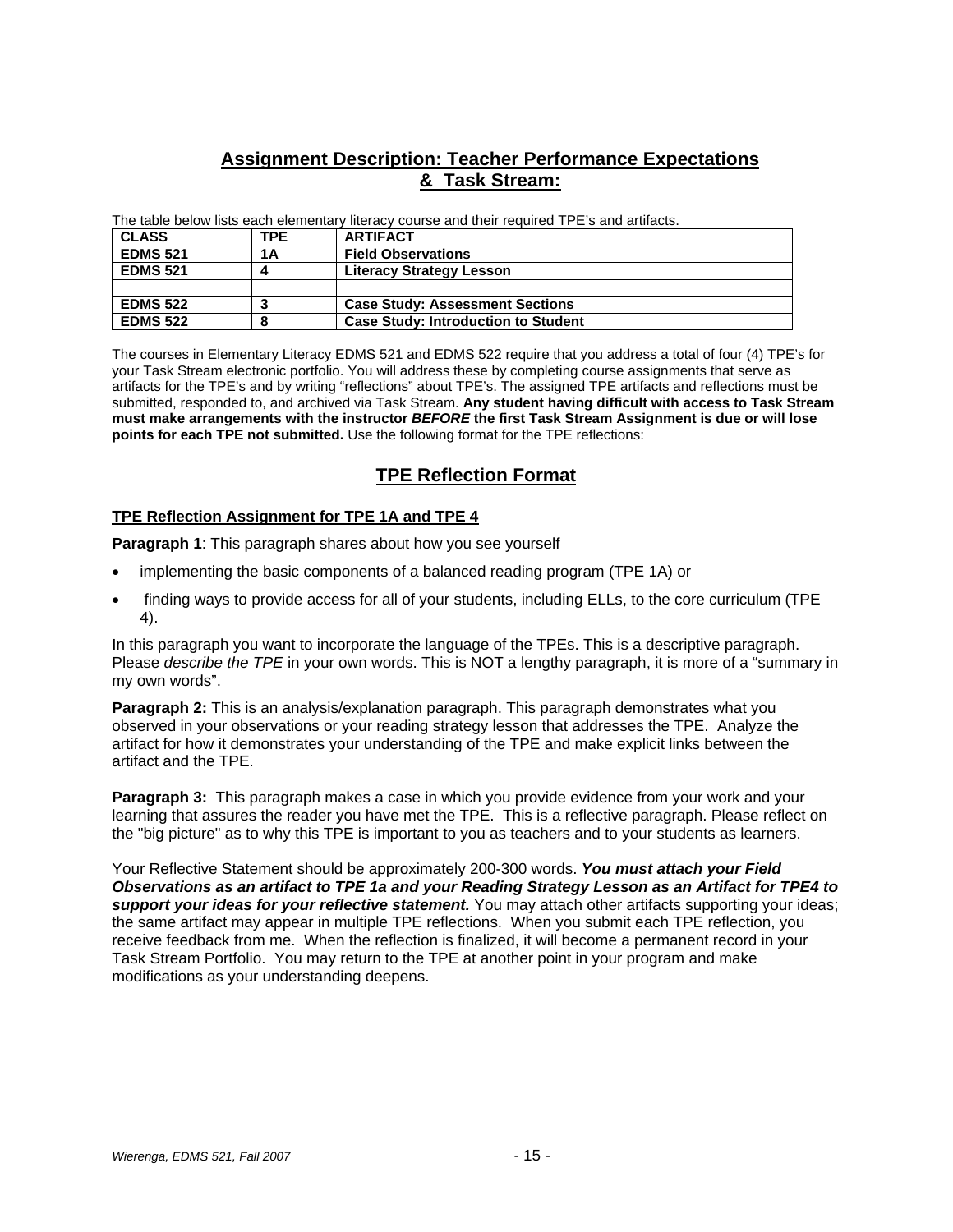## Assignment Description: Teacher Performance Expectations & Task Stream:

The table below lists each elementary literacy course and their required TPE's and artifacts.

| CLASS | TPE | ARTIFACT |
|---|---|---|
| EDMS 521 | 1A | Field Observations |
| EDMS 521 | 4 | Literacy Strategy Lesson |
| | | |
| EDMS 522 | 3 | Case Study: Assessment Sections |
| EDMS 522 | 8 | Case Study: Introduction to Student |

The courses in Elementary Literacy EDMS 521 and EDMS 522 require that you address a total of four (4) TPE's for your Task Stream electronic portfolio. You will address these by completing course assignments that serve as artifacts for the TPE's and by writing "reflections" about TPE's. The assigned TPE artifacts and reflections must be submitted, responded to, and archived via Task Stream. **Any student having difficult with access to Task Stream must make arrangements with the instructor *BEFORE* the first Task Stream Assignment is due or will lose points for each TPE not submitted.** Use the following format for the TPE reflections:

## TPE Reflection Format

### TPE Reflection Assignment for TPE 1A and TPE 4

**Paragraph 1**: This paragraph shares about how you see yourself

- implementing the basic components of a balanced reading program (TPE 1A) or
- finding ways to provide access for all of your students, including ELLs, to the core curriculum (TPE 4).

In this paragraph you want to incorporate the language of the TPEs. This is a descriptive paragraph. Please *describe the TPE* in your own words. This is NOT a lengthy paragraph, it is more of a "summary in my own words".

**Paragraph 2:** This is an analysis/explanation paragraph. This paragraph demonstrates what you observed in your observations or your reading strategy lesson that addresses the TPE. Analyze the artifact for how it demonstrates your understanding of the TPE and make explicit links between the artifact and the TPE.

**Paragraph 3:** This paragraph makes a case in which you provide evidence from your work and your learning that assures the reader you have met the TPE. This is a reflective paragraph. Please reflect on the "big picture" as to why this TPE is important to you as teachers and to your students as learners.

Your Reflective Statement should be approximately 200-300 words. ***You must attach your Field Observations as an artifact to TPE 1a and your Reading Strategy Lesson as an Artifact for TPE4 to support your ideas for your reflective statement.*** You may attach other artifacts supporting your ideas; the same artifact may appear in multiple TPE reflections. When you submit each TPE reflection, you receive feedback from me. When the reflection is finalized, it will become a permanent record in your Task Stream Portfolio. You may return to the TPE at another point in your program and make modifications as your understanding deepens.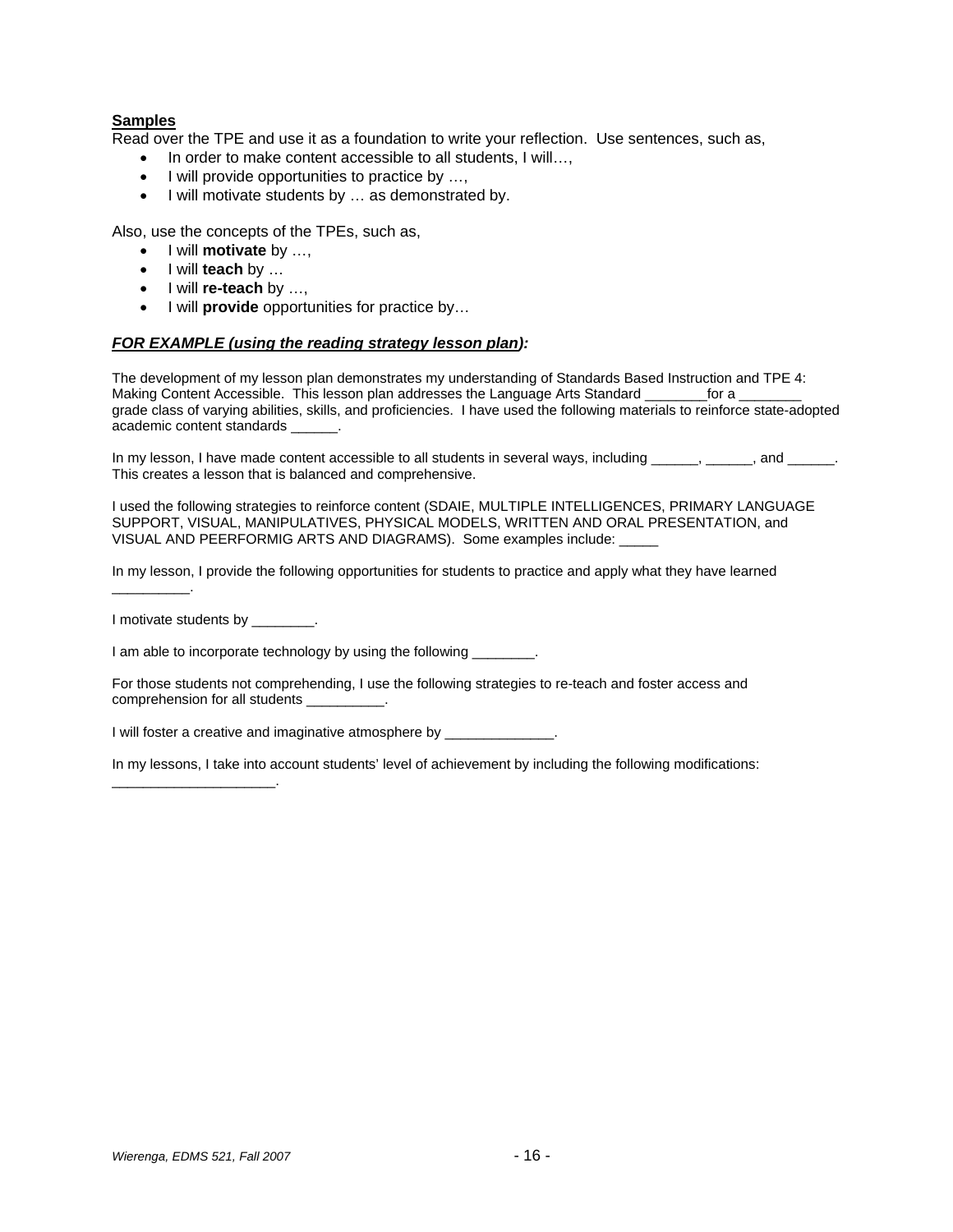**Samples**

Read over the TPE and use it as a foundation to write your reflection. Use sentences, such as,

- In order to make content accessible to all students, I will…,
- I will provide opportunities to practice by …,
- I will motivate students by … as demonstrated by.

Also, use the concepts of the TPEs, such as,

- I will **motivate** by …,
- I will **teach** by …
- I will **re-teach** by …,
- I will **provide** opportunities for practice by…

***FOR EXAMPLE (using the reading strategy lesson plan):***

The development of my lesson plan demonstrates my understanding of Standards Based Instruction and TPE 4: Making Content Accessible. This lesson plan addresses the Language Arts Standard ________for a ________ grade class of varying abilities, skills, and proficiencies. I have used the following materials to reinforce state-adopted academic content standards ______.

In my lesson, I have made content accessible to all students in several ways, including ______, ______, and ______. This creates a lesson that is balanced and comprehensive.

I used the following strategies to reinforce content (SDAIE, MULTIPLE INTELLIGENCES, PRIMARY LANGUAGE SUPPORT, VISUAL, MANIPULATIVES, PHYSICAL MODELS, WRITTEN AND ORAL PRESENTATION, and VISUAL AND PEERFORMIG ARTS AND DIAGRAMS). Some examples include: _____

In my lesson, I provide the following opportunities for students to practice and apply what they have learned __________.

I motivate students by ________.

I am able to incorporate technology by using the following ________.

For those students not comprehending, I use the following strategies to re-teach and foster access and comprehension for all students __________.

I will foster a creative and imaginative atmosphere by ______________.

In my lessons, I take into account students' level of achievement by including the following modifications: _____________________.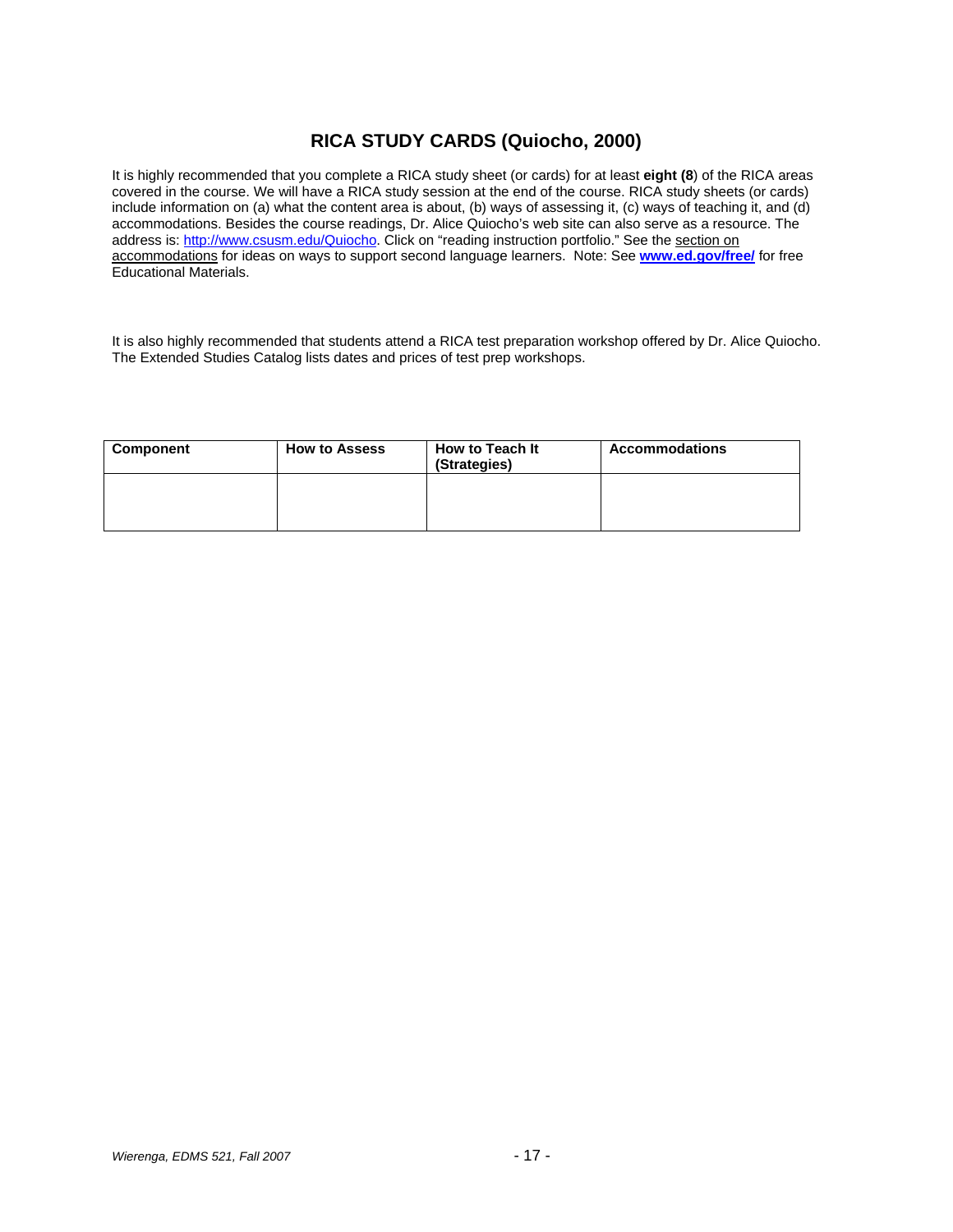# RICA STUDY CARDS (Quiocho, 2000)

It is highly recommended that you complete a RICA study sheet (or cards) for at least **eight (8**) of the RICA areas covered in the course. We will have a RICA study session at the end of the course. RICA study sheets (or cards) include information on (a) what the content area is about, (b) ways of assessing it, (c) ways of teaching it, and (d) accommodations. Besides the course readings, Dr. Alice Quiocho's web site can also serve as a resource. The address is: http://www.csusm.edu/Quiocho. Click on "reading instruction portfolio." See the section on accommodations for ideas on ways to support second language learners. Note: See **www.ed.gov/free/** for free Educational Materials.

It is also highly recommended that students attend a RICA test preparation workshop offered by Dr. Alice Quiocho. The Extended Studies Catalog lists dates and prices of test prep workshops.

| Component | How to Assess | How to Teach It (Strategies) | Accommodations |
|---|---|---|---|
| | | | |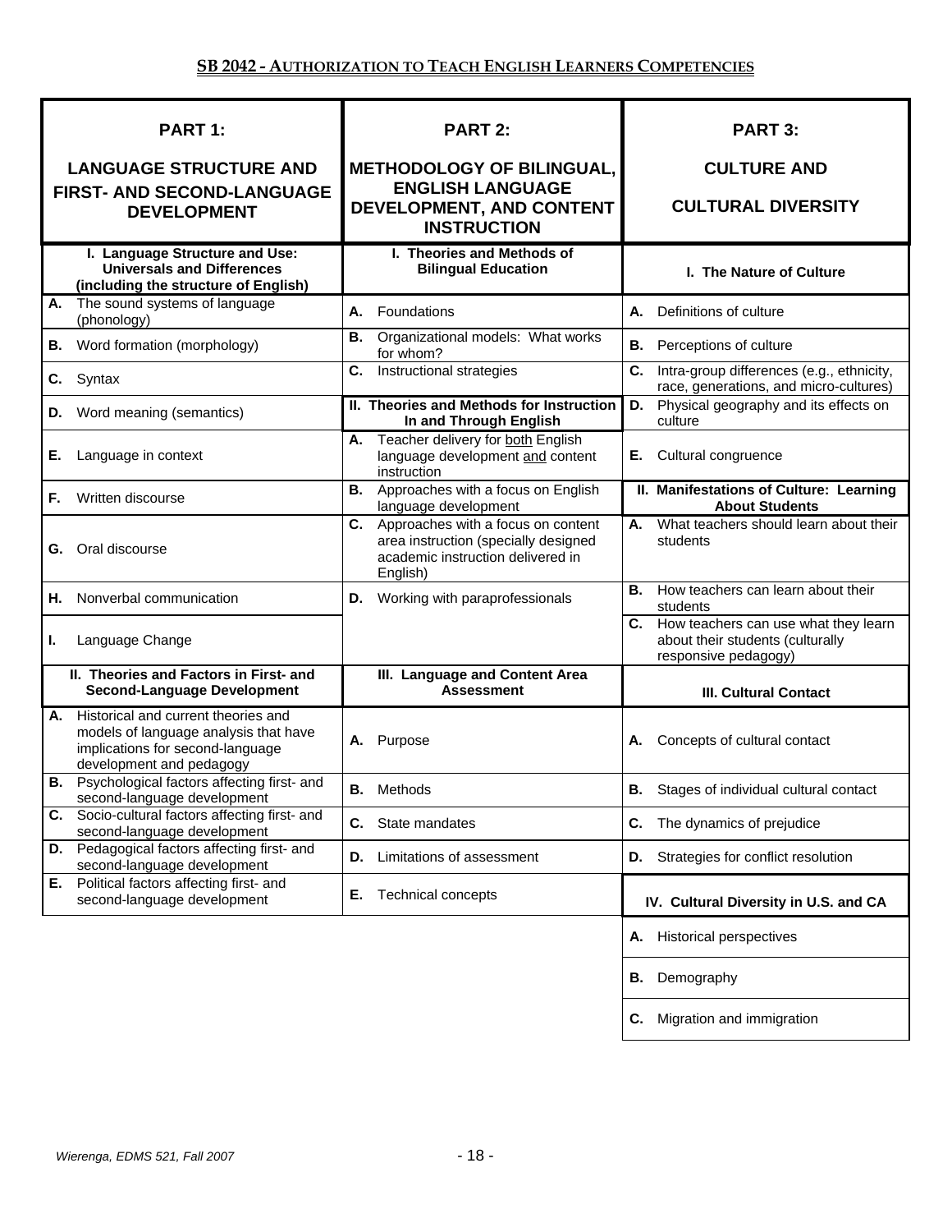## SB 2042 - AUTHORIZATION TO TEACH ENGLISH LEARNERS COMPETENCIES

| PART 1: LANGUAGE STRUCTURE AND FIRST- AND SECOND-LANGUAGE DEVELOPMENT | PART 2: METHODOLOGY OF BILINGUAL, ENGLISH LANGUAGE DEVELOPMENT, AND CONTENT INSTRUCTION | PART 3: CULTURE AND CULTURAL DIVERSITY |
|---|---|---|
| **I. Language Structure and Use: Universals and Differences (including the structure of English)** | **I. Theories and Methods of Bilingual Education** | **I. The Nature of Culture** |
| **A.** The sound systems of language (phonology) | **A.** Foundations | **A.** Definitions of culture |
| **B.** Word formation (morphology) | **B.** Organizational models: What works for whom? | **B.** Perceptions of culture |
| **C.** Syntax | **C.** Instructional strategies | **C.** Intra-group differences (e.g., ethnicity, race, generations, and micro-cultures) |
| **D.** Word meaning (semantics) | **II. Theories and Methods for Instruction In and Through English** | **D.** Physical geography and its effects on culture |
| **E.** Language in context | **A.** Teacher delivery for both English language development and content instruction | **E.** Cultural congruence |
| **F.** Written discourse | **B.** Approaches with a focus on English language development | **II. Manifestations of Culture: Learning About Students** |
| **G.** Oral discourse | **C.** Approaches with a focus on content area instruction (specially designed academic instruction delivered in English) | **A.** What teachers should learn about their students |
| **H.** Nonverbal communication | **D.** Working with paraprofessionals | **B.** How teachers can learn about their students |
| **I.** Language Change | | **C.** How teachers can use what they learn about their students (culturally responsive pedagogy) |
| **II. Theories and Factors in First- and Second-Language Development** | **III. Language and Content Area Assessment** | **III. Cultural Contact** |
| **A.** Historical and current theories and models of language analysis that have implications for second-language development and pedagogy | **A.** Purpose | **A.** Concepts of cultural contact |
| **B.** Psychological factors affecting first- and second-language development | **B.** Methods | **B.** Stages of individual cultural contact |
| **C.** Socio-cultural factors affecting first- and second-language development | **C.** State mandates | **C.** The dynamics of prejudice |
| **D.** Pedagogical factors affecting first- and second-language development | **D.** Limitations of assessment | **D.** Strategies for conflict resolution |
| **E.** Political factors affecting first- and second-language development | **E.** Technical concepts | **IV. Cultural Diversity in U.S. and CA** |
| | | **A.** Historical perspectives |
| | | **B.** Demography |
| | | **C.** Migration and immigration |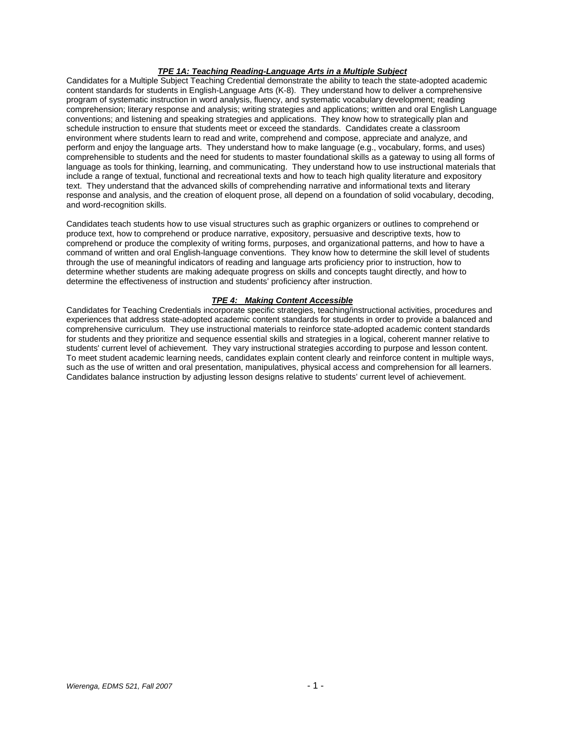### ***TPE 1A: Teaching Reading-Language Arts in a Multiple Subject***

Candidates for a Multiple Subject Teaching Credential demonstrate the ability to teach the state-adopted academic content standards for students in English-Language Arts (K-8). They understand how to deliver a comprehensive program of systematic instruction in word analysis, fluency, and systematic vocabulary development; reading comprehension; literary response and analysis; writing strategies and applications; written and oral English Language conventions; and listening and speaking strategies and applications. They know how to strategically plan and schedule instruction to ensure that students meet or exceed the standards. Candidates create a classroom environment where students learn to read and write, comprehend and compose, appreciate and analyze, and perform and enjoy the language arts. They understand how to make language (e.g., vocabulary, forms, and uses) comprehensible to students and the need for students to master foundational skills as a gateway to using all forms of language as tools for thinking, learning, and communicating. They understand how to use instructional materials that include a range of textual, functional and recreational texts and how to teach high quality literature and expository text. They understand that the advanced skills of comprehending narrative and informational texts and literary response and analysis, and the creation of eloquent prose, all depend on a foundation of solid vocabulary, decoding, and word-recognition skills.

Candidates teach students how to use visual structures such as graphic organizers or outlines to comprehend or produce text, how to comprehend or produce narrative, expository, persuasive and descriptive texts, how to comprehend or produce the complexity of writing forms, purposes, and organizational patterns, and how to have a command of written and oral English-language conventions. They know how to determine the skill level of students through the use of meaningful indicators of reading and language arts proficiency prior to instruction, how to determine whether students are making adequate progress on skills and concepts taught directly, and how to determine the effectiveness of instruction and students' proficiency after instruction.

### ***TPE 4: Making Content Accessible***

Candidates for Teaching Credentials incorporate specific strategies, teaching/instructional activities, procedures and experiences that address state-adopted academic content standards for students in order to provide a balanced and comprehensive curriculum. They use instructional materials to reinforce state-adopted academic content standards for students and they prioritize and sequence essential skills and strategies in a logical, coherent manner relative to students' current level of achievement. They vary instructional strategies according to purpose and lesson content. To meet student academic learning needs, candidates explain content clearly and reinforce content in multiple ways, such as the use of written and oral presentation, manipulatives, physical access and comprehension for all learners. Candidates balance instruction by adjusting lesson designs relative to students' current level of achievement.